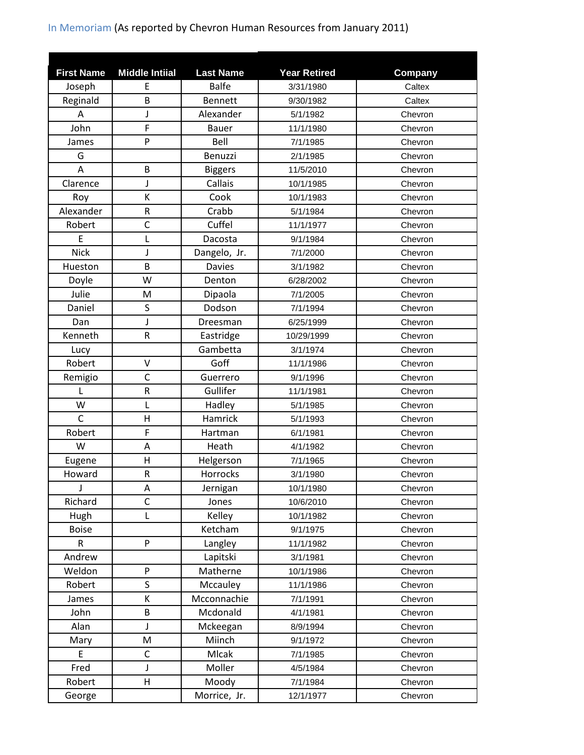In Memoriam (As reported by Chevron Human Resources from January 2011)

| First Name | Middle Intiial | Last Name | Year Retired | Company |
|---|---|---|---|---|
| Joseph | E | Balfe | 3/31/1980 | Caltex |
| Reginald | B | Bennett | 9/30/1982 | Caltex |
| A | J | Alexander | 5/1/1982 | Chevron |
| John | F | Bauer | 11/1/1980 | Chevron |
| James | P | Bell | 7/1/1985 | Chevron |
| G | | Benuzzi | 2/1/1985 | Chevron |
| A | B | Biggers | 11/5/2010 | Chevron |
| Clarence | J | Callais | 10/1/1985 | Chevron |
| Roy | K | Cook | 10/1/1983 | Chevron |
| Alexander | R | Crabb | 5/1/1984 | Chevron |
| Robert | C | Cuffel | 11/1/1977 | Chevron |
| E | L | Dacosta | 9/1/1984 | Chevron |
| Nick | J | Dangelo, Jr. | 7/1/2000 | Chevron |
| Hueston | B | Davies | 3/1/1982 | Chevron |
| Doyle | W | Denton | 6/28/2002 | Chevron |
| Julie | M | Dipaola | 7/1/2005 | Chevron |
| Daniel | S | Dodson | 7/1/1994 | Chevron |
| Dan | J | Dreesman | 6/25/1999 | Chevron |
| Kenneth | R | Eastridge | 10/29/1999 | Chevron |
| Lucy | | Gambetta | 3/1/1974 | Chevron |
| Robert | V | Goff | 11/1/1986 | Chevron |
| Remigio | C | Guerrero | 9/1/1996 | Chevron |
| L | R | Gullifer | 11/1/1981 | Chevron |
| W | L | Hadley | 5/1/1985 | Chevron |
| C | H | Hamrick | 5/1/1993 | Chevron |
| Robert | F | Hartman | 6/1/1981 | Chevron |
| W | A | Heath | 4/1/1982 | Chevron |
| Eugene | H | Helgerson | 7/1/1965 | Chevron |
| Howard | R | Horrocks | 3/1/1980 | Chevron |
| J | A | Jernigan | 10/1/1980 | Chevron |
| Richard | C | Jones | 10/6/2010 | Chevron |
| Hugh | L | Kelley | 10/1/1982 | Chevron |
| Boise | | Ketcham | 9/1/1975 | Chevron |
| R | P | Langley | 11/1/1982 | Chevron |
| Andrew | | Lapitski | 3/1/1981 | Chevron |
| Weldon | P | Matherne | 10/1/1986 | Chevron |
| Robert | S | Mccauley | 11/1/1986 | Chevron |
| James | K | Mcconnachie | 7/1/1991 | Chevron |
| John | B | Mcdonald | 4/1/1981 | Chevron |
| Alan | J | Mckeegan | 8/9/1994 | Chevron |
| Mary | M | Miinch | 9/1/1972 | Chevron |
| E | C | Mlcak | 7/1/1985 | Chevron |
| Fred | J | Moller | 4/5/1984 | Chevron |
| Robert | H | Moody | 7/1/1984 | Chevron |
| George | | Morrice, Jr. | 12/1/1977 | Chevron |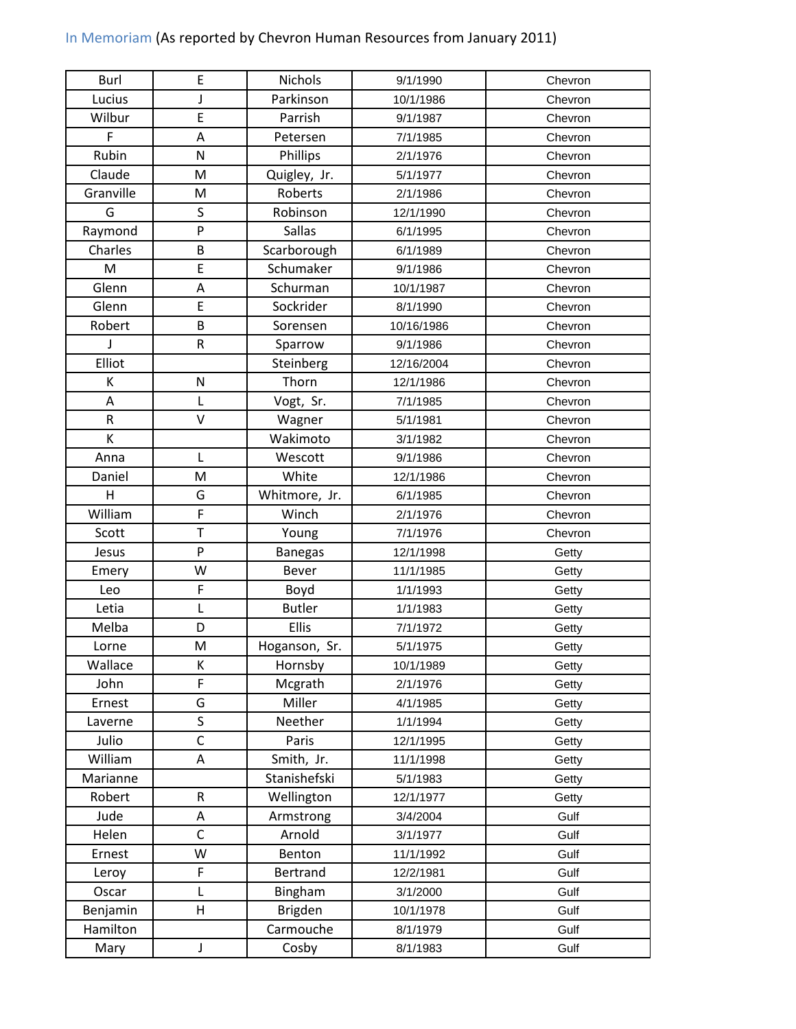In Memoriam (As reported by Chevron Human Resources from January 2011)

| | | | | |
|---|---|---|---|---|
| Burl | E | Nichols | 9/1/1990 | Chevron |
| Lucius | J | Parkinson | 10/1/1986 | Chevron |
| Wilbur | E | Parrish | 9/1/1987 | Chevron |
| F | A | Petersen | 7/1/1985 | Chevron |
| Rubin | N | Phillips | 2/1/1976 | Chevron |
| Claude | M | Quigley, Jr. | 5/1/1977 | Chevron |
| Granville | M | Roberts | 2/1/1986 | Chevron |
| G | S | Robinson | 12/1/1990 | Chevron |
| Raymond | P | Sallas | 6/1/1995 | Chevron |
| Charles | B | Scarborough | 6/1/1989 | Chevron |
| M | E | Schumaker | 9/1/1986 | Chevron |
| Glenn | A | Schurman | 10/1/1987 | Chevron |
| Glenn | E | Sockrider | 8/1/1990 | Chevron |
| Robert | B | Sorensen | 10/16/1986 | Chevron |
| J | R | Sparrow | 9/1/1986 | Chevron |
| Elliot | | Steinberg | 12/16/2004 | Chevron |
| K | N | Thorn | 12/1/1986 | Chevron |
| A | L | Vogt, Sr. | 7/1/1985 | Chevron |
| R | V | Wagner | 5/1/1981 | Chevron |
| K | | Wakimoto | 3/1/1982 | Chevron |
| Anna | L | Wescott | 9/1/1986 | Chevron |
| Daniel | M | White | 12/1/1986 | Chevron |
| H | G | Whitmore, Jr. | 6/1/1985 | Chevron |
| William | F | Winch | 2/1/1976 | Chevron |
| Scott | T | Young | 7/1/1976 | Chevron |
| Jesus | P | Banegas | 12/1/1998 | Getty |
| Emery | W | Bever | 11/1/1985 | Getty |
| Leo | F | Boyd | 1/1/1993 | Getty |
| Letia | L | Butler | 1/1/1983 | Getty |
| Melba | D | Ellis | 7/1/1972 | Getty |
| Lorne | M | Hoganson, Sr. | 5/1/1975 | Getty |
| Wallace | K | Hornsby | 10/1/1989 | Getty |
| John | F | Mcgrath | 2/1/1976 | Getty |
| Ernest | G | Miller | 4/1/1985 | Getty |
| Laverne | S | Neether | 1/1/1994 | Getty |
| Julio | C | Paris | 12/1/1995 | Getty |
| William | A | Smith, Jr. | 11/1/1998 | Getty |
| Marianne | | Stanishefski | 5/1/1983 | Getty |
| Robert | R | Wellington | 12/1/1977 | Getty |
| Jude | A | Armstrong | 3/4/2004 | Gulf |
| Helen | C | Arnold | 3/1/1977 | Gulf |
| Ernest | W | Benton | 11/1/1992 | Gulf |
| Leroy | F | Bertrand | 12/2/1981 | Gulf |
| Oscar | L | Bingham | 3/1/2000 | Gulf |
| Benjamin | H | Brigden | 10/1/1978 | Gulf |
| Hamilton | | Carmouche | 8/1/1979 | Gulf |
| Mary | J | Cosby | 8/1/1983 | Gulf |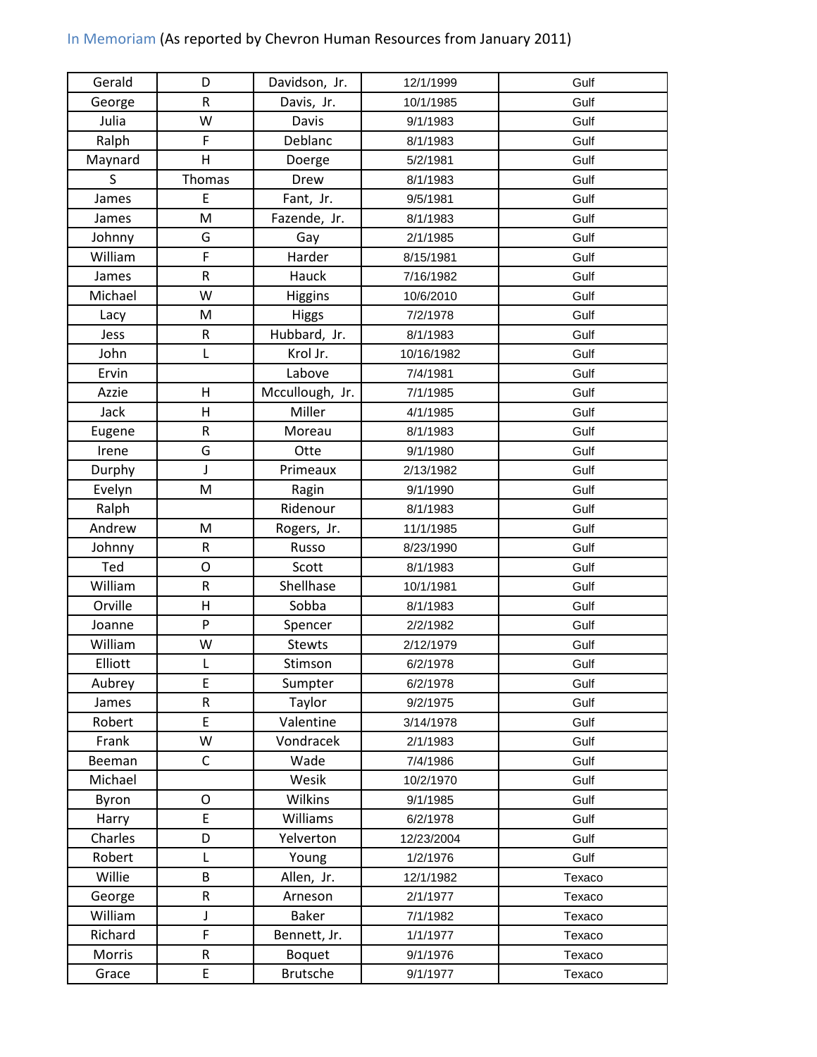In Memoriam (As reported by Chevron Human Resources from January 2011)

| | | | | |
|---|---|---|---|---|
| Gerald | D | Davidson, Jr. | 12/1/1999 | Gulf |
| George | R | Davis, Jr. | 10/1/1985 | Gulf |
| Julia | W | Davis | 9/1/1983 | Gulf |
| Ralph | F | Deblanc | 8/1/1983 | Gulf |
| Maynard | H | Doerge | 5/2/1981 | Gulf |
| S | Thomas | Drew | 8/1/1983 | Gulf |
| James | E | Fant, Jr. | 9/5/1981 | Gulf |
| James | M | Fazende, Jr. | 8/1/1983 | Gulf |
| Johnny | G | Gay | 2/1/1985 | Gulf |
| William | F | Harder | 8/15/1981 | Gulf |
| James | R | Hauck | 7/16/1982 | Gulf |
| Michael | W | Higgins | 10/6/2010 | Gulf |
| Lacy | M | Higgs | 7/2/1978 | Gulf |
| Jess | R | Hubbard, Jr. | 8/1/1983 | Gulf |
| John | L | Krol Jr. | 10/16/1982 | Gulf |
| Ervin | | Labove | 7/4/1981 | Gulf |
| Azzie | H | Mccullough, Jr. | 7/1/1985 | Gulf |
| Jack | H | Miller | 4/1/1985 | Gulf |
| Eugene | R | Moreau | 8/1/1983 | Gulf |
| Irene | G | Otte | 9/1/1980 | Gulf |
| Durphy | J | Primeaux | 2/13/1982 | Gulf |
| Evelyn | M | Ragin | 9/1/1990 | Gulf |
| Ralph | | Ridenour | 8/1/1983 | Gulf |
| Andrew | M | Rogers, Jr. | 11/1/1985 | Gulf |
| Johnny | R | Russo | 8/23/1990 | Gulf |
| Ted | O | Scott | 8/1/1983 | Gulf |
| William | R | Shellhase | 10/1/1981 | Gulf |
| Orville | H | Sobba | 8/1/1983 | Gulf |
| Joanne | P | Spencer | 2/2/1982 | Gulf |
| William | W | Stewts | 2/12/1979 | Gulf |
| Elliott | L | Stimson | 6/2/1978 | Gulf |
| Aubrey | E | Sumpter | 6/2/1978 | Gulf |
| James | R | Taylor | 9/2/1975 | Gulf |
| Robert | E | Valentine | 3/14/1978 | Gulf |
| Frank | W | Vondracek | 2/1/1983 | Gulf |
| Beeman | C | Wade | 7/4/1986 | Gulf |
| Michael | | Wesik | 10/2/1970 | Gulf |
| Byron | O | Wilkins | 9/1/1985 | Gulf |
| Harry | E | Williams | 6/2/1978 | Gulf |
| Charles | D | Yelverton | 12/23/2004 | Gulf |
| Robert | L | Young | 1/2/1976 | Gulf |
| Willie | B | Allen, Jr. | 12/1/1982 | Texaco |
| George | R | Arneson | 2/1/1977 | Texaco |
| William | J | Baker | 7/1/1982 | Texaco |
| Richard | F | Bennett, Jr. | 1/1/1977 | Texaco |
| Morris | R | Boquet | 9/1/1976 | Texaco |
| Grace | E | Brutsche | 9/1/1977 | Texaco |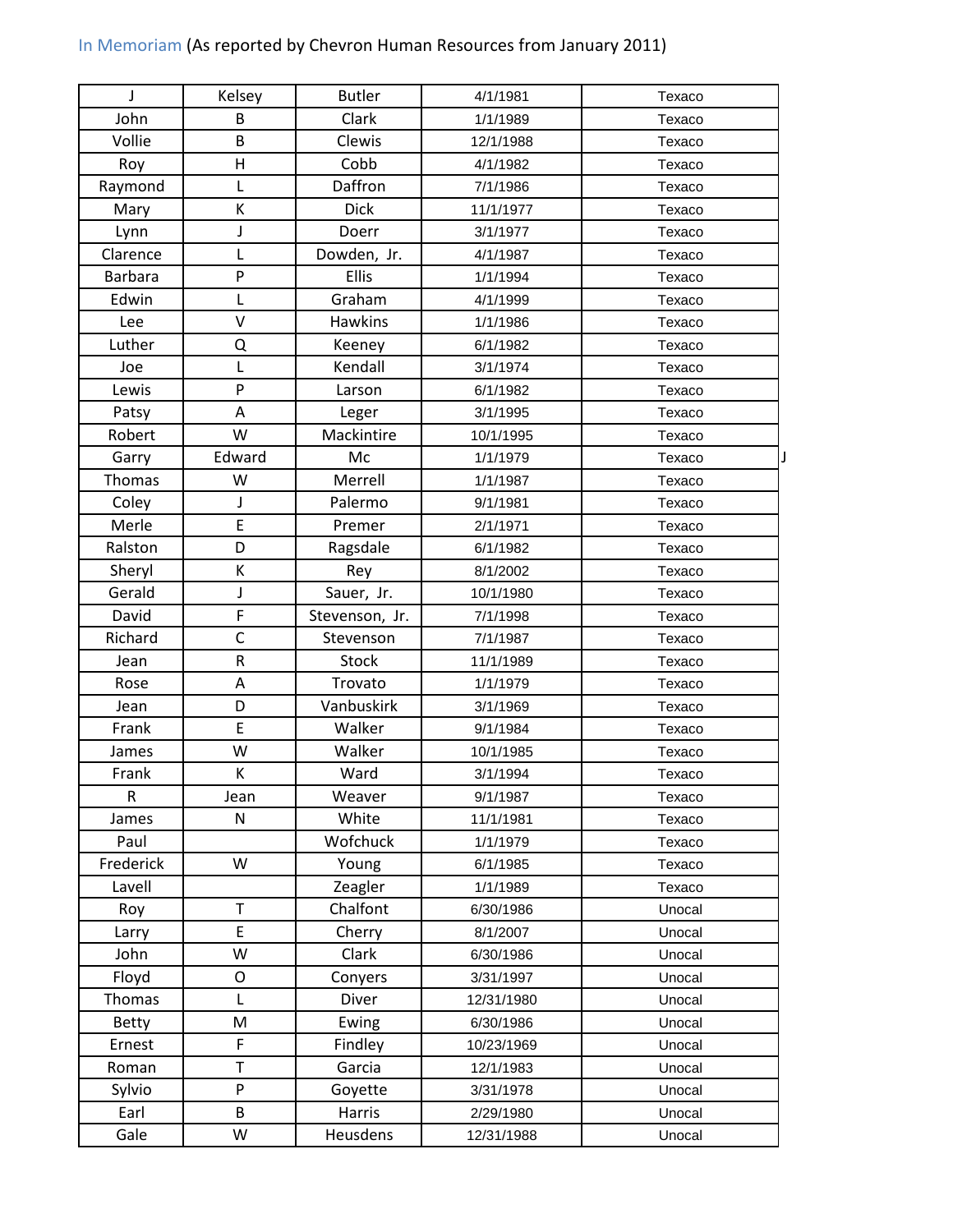In Memoriam (As reported by Chevron Human Resources from January 2011)

| | | | | |
|---|---|---|---|---|
| J | Kelsey | Butler | 4/1/1981 | Texaco |
| John | B | Clark | 1/1/1989 | Texaco |
| Vollie | B | Clewis | 12/1/1988 | Texaco |
| Roy | H | Cobb | 4/1/1982 | Texaco |
| Raymond | L | Daffron | 7/1/1986 | Texaco |
| Mary | K | Dick | 11/1/1977 | Texaco |
| Lynn | J | Doerr | 3/1/1977 | Texaco |
| Clarence | L | Dowden, Jr. | 4/1/1987 | Texaco |
| Barbara | P | Ellis | 1/1/1994 | Texaco |
| Edwin | L | Graham | 4/1/1999 | Texaco |
| Lee | V | Hawkins | 1/1/1986 | Texaco |
| Luther | Q | Keeney | 6/1/1982 | Texaco |
| Joe | L | Kendall | 3/1/1974 | Texaco |
| Lewis | P | Larson | 6/1/1982 | Texaco |
| Patsy | A | Leger | 3/1/1995 | Texaco |
| Robert | W | Mackintire | 10/1/1995 | Texaco |
| Garry | Edward | Mc | 1/1/1979 | Texaco J |
| Thomas | W | Merrell | 1/1/1987 | Texaco |
| Coley | J | Palermo | 9/1/1981 | Texaco |
| Merle | E | Premer | 2/1/1971 | Texaco |
| Ralston | D | Ragsdale | 6/1/1982 | Texaco |
| Sheryl | K | Rey | 8/1/2002 | Texaco |
| Gerald | J | Sauer, Jr. | 10/1/1980 | Texaco |
| David | F | Stevenson, Jr. | 7/1/1998 | Texaco |
| Richard | C | Stevenson | 7/1/1987 | Texaco |
| Jean | R | Stock | 11/1/1989 | Texaco |
| Rose | A | Trovato | 1/1/1979 | Texaco |
| Jean | D | Vanbuskirk | 3/1/1969 | Texaco |
| Frank | E | Walker | 9/1/1984 | Texaco |
| James | W | Walker | 10/1/1985 | Texaco |
| Frank | K | Ward | 3/1/1994 | Texaco |
| R | Jean | Weaver | 9/1/1987 | Texaco |
| James | N | White | 11/1/1981 | Texaco |
| Paul | | Wofchuck | 1/1/1979 | Texaco |
| Frederick | W | Young | 6/1/1985 | Texaco |
| Lavell | | Zeagler | 1/1/1989 | Texaco |
| Roy | T | Chalfont | 6/30/1986 | Unocal |
| Larry | E | Cherry | 8/1/2007 | Unocal |
| John | W | Clark | 6/30/1986 | Unocal |
| Floyd | O | Conyers | 3/31/1997 | Unocal |
| Thomas | L | Diver | 12/31/1980 | Unocal |
| Betty | M | Ewing | 6/30/1986 | Unocal |
| Ernest | F | Findley | 10/23/1969 | Unocal |
| Roman | T | Garcia | 12/1/1983 | Unocal |
| Sylvio | P | Goyette | 3/31/1978 | Unocal |
| Earl | B | Harris | 2/29/1980 | Unocal |
| Gale | W | Heusdens | 12/31/1988 | Unocal |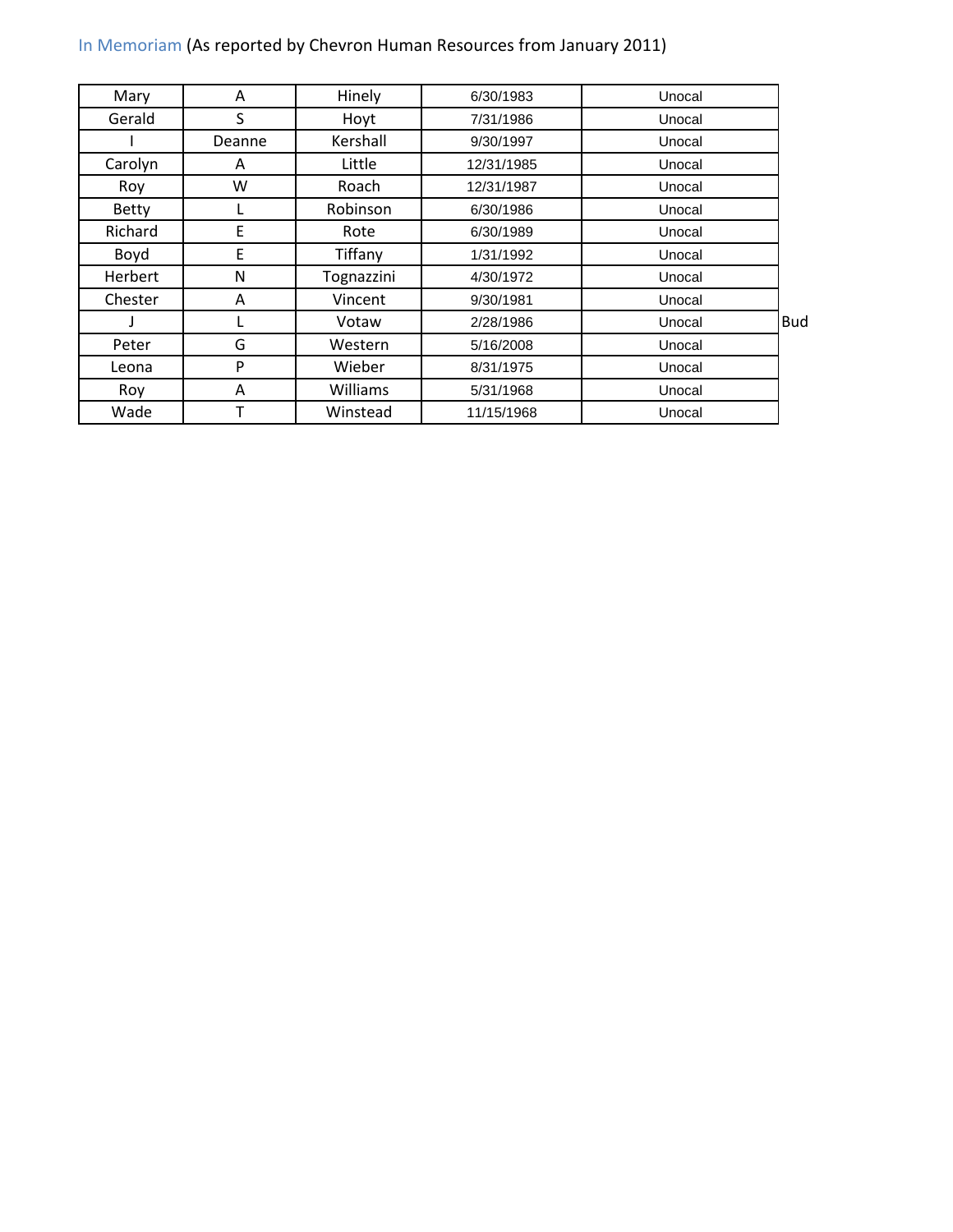In Memoriam (As reported by Chevron Human Resources from January 2011)

| | | | | | |
|---|---|---|---|---|---|
| Mary | A | Hinely | 6/30/1983 | Unocal | |
| Gerald | S | Hoyt | 7/31/1986 | Unocal | |
| I | Deanne | Kershall | 9/30/1997 | Unocal | |
| Carolyn | A | Little | 12/31/1985 | Unocal | |
| Roy | W | Roach | 12/31/1987 | Unocal | |
| Betty | L | Robinson | 6/30/1986 | Unocal | |
| Richard | E | Rote | 6/30/1989 | Unocal | |
| Boyd | E | Tiffany | 1/31/1992 | Unocal | |
| Herbert | N | Tognazzini | 4/30/1972 | Unocal | |
| Chester | A | Vincent | 9/30/1981 | Unocal | |
| J | L | Votaw | 2/28/1986 | Unocal | Bud |
| Peter | G | Western | 5/16/2008 | Unocal | |
| Leona | P | Wieber | 8/31/1975 | Unocal | |
| Roy | A | Williams | 5/31/1968 | Unocal | |
| Wade | T | Winstead | 11/15/1968 | Unocal | |